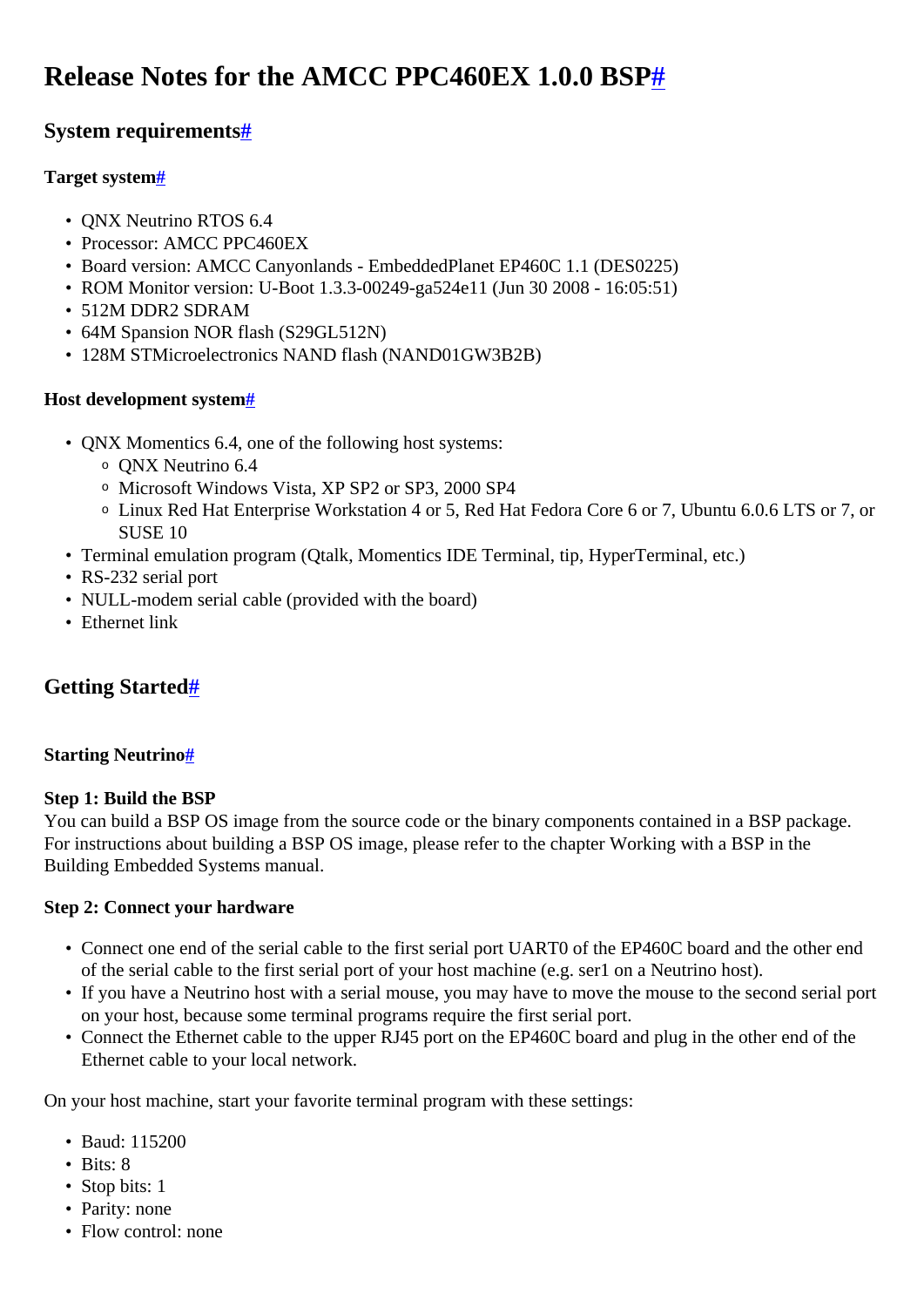# Release Notes for the AMCC PPC460EX 1.0.0 BSP#

## System requirements#

### Target system#

- QNX Neutrino RTOS 6.4
- Processor: AMCC PPC460EX
- Board version: AMCC Canyonlands - EmbeddedPlanet EP460C 1.1 (DES0225)
- ROM Monitor version: U-Boot 1.3.3-00249-ga524e11 (Jun 30 2008 - 16:05:51)
- 512M DDR2 SDRAM
- 64M Spansion NOR flash (S29GL512N)
- 128M STMicroelectronics NAND flash (NAND01GW3B2B)

### Host development system#

- QNX Momentics 6.4, one of the following host systems:
  - QNX Neutrino 6.4
  - Microsoft Windows Vista, XP SP2 or SP3, 2000 SP4
  - Linux Red Hat Enterprise Workstation 4 or 5, Red Hat Fedora Core 6 or 7, Ubuntu 6.0.6 LTS or 7, or SUSE 10
- Terminal emulation program (Qtalk, Momentics IDE Terminal, tip, HyperTerminal, etc.)
- RS-232 serial port
- NULL-modem serial cable (provided with the board)
- Ethernet link

## Getting Started#

### Starting Neutrino#

**Step 1: Build the BSP**
You can build a BSP OS image from the source code or the binary components contained in a BSP package. For instructions about building a BSP OS image, please refer to the chapter Working with a BSP in the Building Embedded Systems manual.

**Step 2: Connect your hardware**

- Connect one end of the serial cable to the first serial port UART0 of the EP460C board and the other end of the serial cable to the first serial port of your host machine (e.g. ser1 on a Neutrino host).
- If you have a Neutrino host with a serial mouse, you may have to move the mouse to the second serial port on your host, because some terminal programs require the first serial port.
- Connect the Ethernet cable to the upper RJ45 port on the EP460C board and plug in the other end of the Ethernet cable to your local network.

On your host machine, start your favorite terminal program with these settings:

- Baud: 115200
- Bits: 8
- Stop bits: 1
- Parity: none
- Flow control: none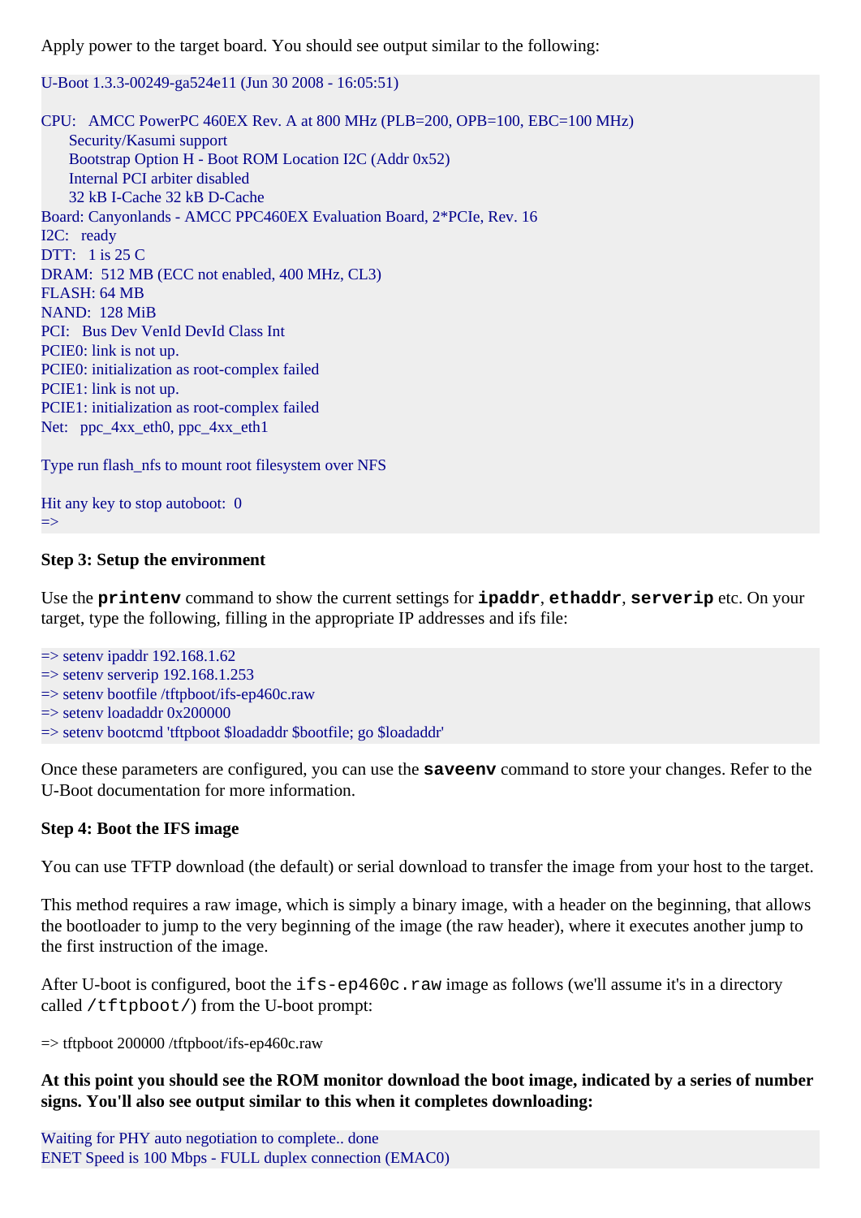Apply power to the target board. You should see output similar to the following:

```
U-Boot 1.3.3-00249-ga524e11 (Jun 30 2008 - 16:05:51)

CPU:   AMCC PowerPC 460EX Rev. A at 800 MHz (PLB=200, OPB=100, EBC=100 MHz)
       Security/Kasumi support
       Bootstrap Option H - Boot ROM Location I2C (Addr 0x52)
       Internal PCI arbiter disabled
       32 kB I-Cache 32 kB D-Cache
Board: Canyonlands - AMCC PPC460EX Evaluation Board, 2*PCIe, Rev. 16
I2C:   ready
DTT:   1 is 25 C
DRAM:  512 MB (ECC not enabled, 400 MHz, CL3)
FLASH: 64 MB
NAND:  128 MiB
PCI:   Bus Dev VenId DevId Class Int
PCIE0: link is not up.
PCIE0: initialization as root-complex failed
PCIE1: link is not up.
PCIE1: initialization as root-complex failed
Net:   ppc_4xx_eth0, ppc_4xx_eth1

Type run flash_nfs to mount root filesystem over NFS

Hit any key to stop autoboot:  0
=>
```

**Step 3: Setup the environment**

Use the **`printenv`** command to show the current settings for **`ipaddr`**, **`ethaddr`**, **`serverip`** etc. On your target, type the following, filling in the appropriate IP addresses and ifs file:

```
=> setenv ipaddr 192.168.1.62
=> setenv serverip 192.168.1.253
=> setenv bootfile /tftpboot/ifs-ep460c.raw
=> setenv loadaddr 0x200000
=> setenv bootcmd 'tftpboot $loadaddr $bootfile; go $loadaddr'
```

Once these parameters are configured, you can use the **`saveenv`** command to store your changes. Refer to the U-Boot documentation for more information.

**Step 4: Boot the IFS image**

You can use TFTP download (the default) or serial download to transfer the image from your host to the target.

This method requires a raw image, which is simply a binary image, with a header on the beginning, that allows the bootloader to jump to the very beginning of the image (the raw header), where it executes another jump to the first instruction of the image.

After U-boot is configured, boot the `ifs-ep460c.raw` image as follows (we'll assume it's in a directory called `/tftpboot/`) from the U-boot prompt:

```
=> tftpboot 200000 /tftpboot/ifs-ep460c.raw
```

**At this point you should see the ROM monitor download the boot image, indicated by a series of number signs. You'll also see output similar to this when it completes downloading:**

```
Waiting for PHY auto negotiation to complete.. done
ENET Speed is 100 Mbps - FULL duplex connection (EMAC0)
```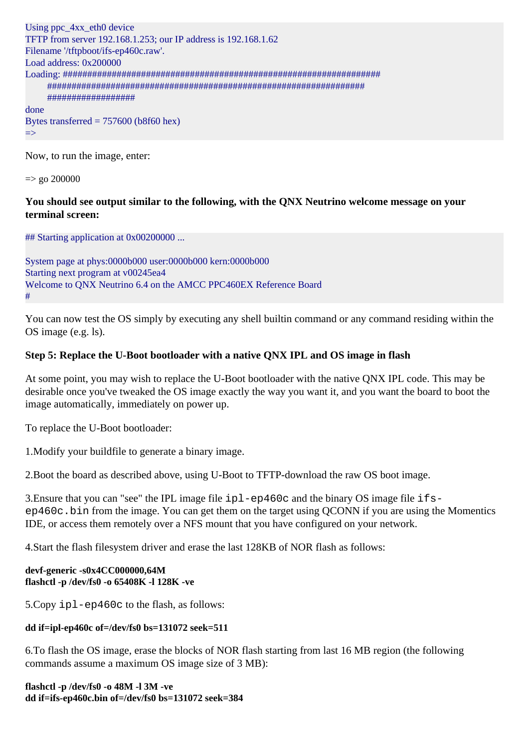```
Using ppc_4xx_eth0 device
TFTP from server 192.168.1.253; our IP address is 192.168.1.62
Filename '/tftpboot/ifs-ep460c.raw'.
Load address: 0x200000
Loading: #################################################################
         #################################################################
         #################
done
Bytes transferred = 757600 (b8f60 hex)
=>
```

Now, to run the image, enter:

=> go 200000

**You should see output similar to the following, with the QNX Neutrino welcome message on your terminal screen:**

```
## Starting application at 0x00200000 ...

System page at phys:0000b000 user:0000b000 kern:0000b000
Starting next program at v00245ea4
Welcome to QNX Neutrino 6.4 on the AMCC PPC460EX Reference Board
#
```

You can now test the OS simply by executing any shell builtin command or any command residing within the OS image (e.g. ls).

**Step 5: Replace the U-Boot bootloader with a native QNX IPL and OS image in flash**

At some point, you may wish to replace the U-Boot bootloader with the native QNX IPL code. This may be desirable once you've tweaked the OS image exactly the way you want it, and you want the board to boot the image automatically, immediately on power up.

To replace the U-Boot bootloader:

1.Modify your buildfile to generate a binary image.

2.Boot the board as described above, using U-Boot to TFTP-download the raw OS boot image.

3.Ensure that you can "see" the IPL image file `ipl-ep460c` and the binary OS image file `ifs-ep460c.bin` from the image. You can get them on the target using QCONN if you are using the Momentics IDE, or access them remotely over a NFS mount that you have configured on your network.

4.Start the flash filesystem driver and erase the last 128KB of NOR flash as follows:

**devf-generic -s0x4CC000000,64M**
**flashctl -p /dev/fs0 -o 65408K -l 128K -ve**

5.Copy `ipl-ep460c` to the flash, as follows:

**dd if=ipl-ep460c of=/dev/fs0 bs=131072 seek=511**

6.To flash the OS image, erase the blocks of NOR flash starting from last 16 MB region (the following commands assume a maximum OS image size of 3 MB):

**flashctl -p /dev/fs0 -o 48M -l 3M -ve**
**dd if=ifs-ep460c.bin of=/dev/fs0 bs=131072 seek=384**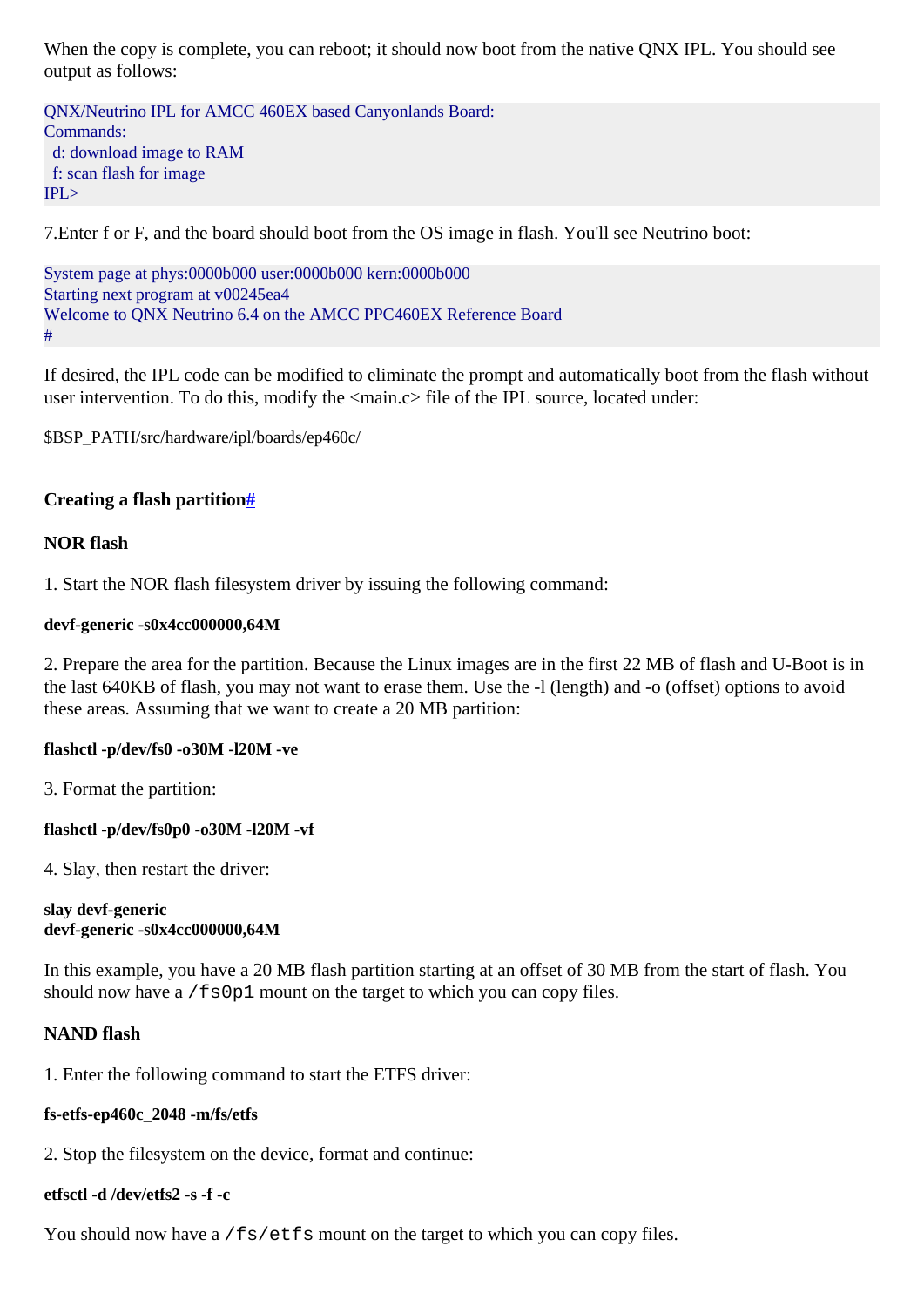When the copy is complete, you can reboot; it should now boot from the native QNX IPL. You should see output as follows:

```
QNX/Neutrino IPL for AMCC 460EX based Canyonlands Board:
Commands:
  d: download image to RAM
  f: scan flash for image
IPL>
```

7.Enter f or F, and the board should boot from the OS image in flash. You'll see Neutrino boot:

```
System page at phys:0000b000 user:0000b000 kern:0000b000
Starting next program at v00245ea4
Welcome to QNX Neutrino 6.4 on the AMCC PPC460EX Reference Board
#
```

If desired, the IPL code can be modified to eliminate the prompt and automatically boot from the flash without user intervention. To do this, modify the <main.c> file of the IPL source, located under:

$BSP_PATH/src/hardware/ipl/boards/ep460c/

### Creating a flash partition#

#### NOR flash

1. Start the NOR flash filesystem driver by issuing the following command:

**devf-generic -s0x4cc000000,64M**

2. Prepare the area for the partition. Because the Linux images are in the first 22 MB of flash and U-Boot is in the last 640KB of flash, you may not want to erase them. Use the -l (length) and -o (offset) options to avoid these areas. Assuming that we want to create a 20 MB partition:

**flashctl -p/dev/fs0 -o30M -l20M -ve**

3. Format the partition:

**flashctl -p/dev/fs0p0 -o30M -l20M -vf**

4. Slay, then restart the driver:

**slay devf-generic**
**devf-generic -s0x4cc000000,64M**

In this example, you have a 20 MB flash partition starting at an offset of 30 MB from the start of flash. You should now have a `/fs0p1` mount on the target to which you can copy files.

#### NAND flash

1. Enter the following command to start the ETFS driver:

**fs-etfs-ep460c_2048 -m/fs/etfs**

2. Stop the filesystem on the device, format and continue:

**etfsctl -d /dev/etfs2 -s -f -c**

You should now have a `/fs/etfs` mount on the target to which you can copy files.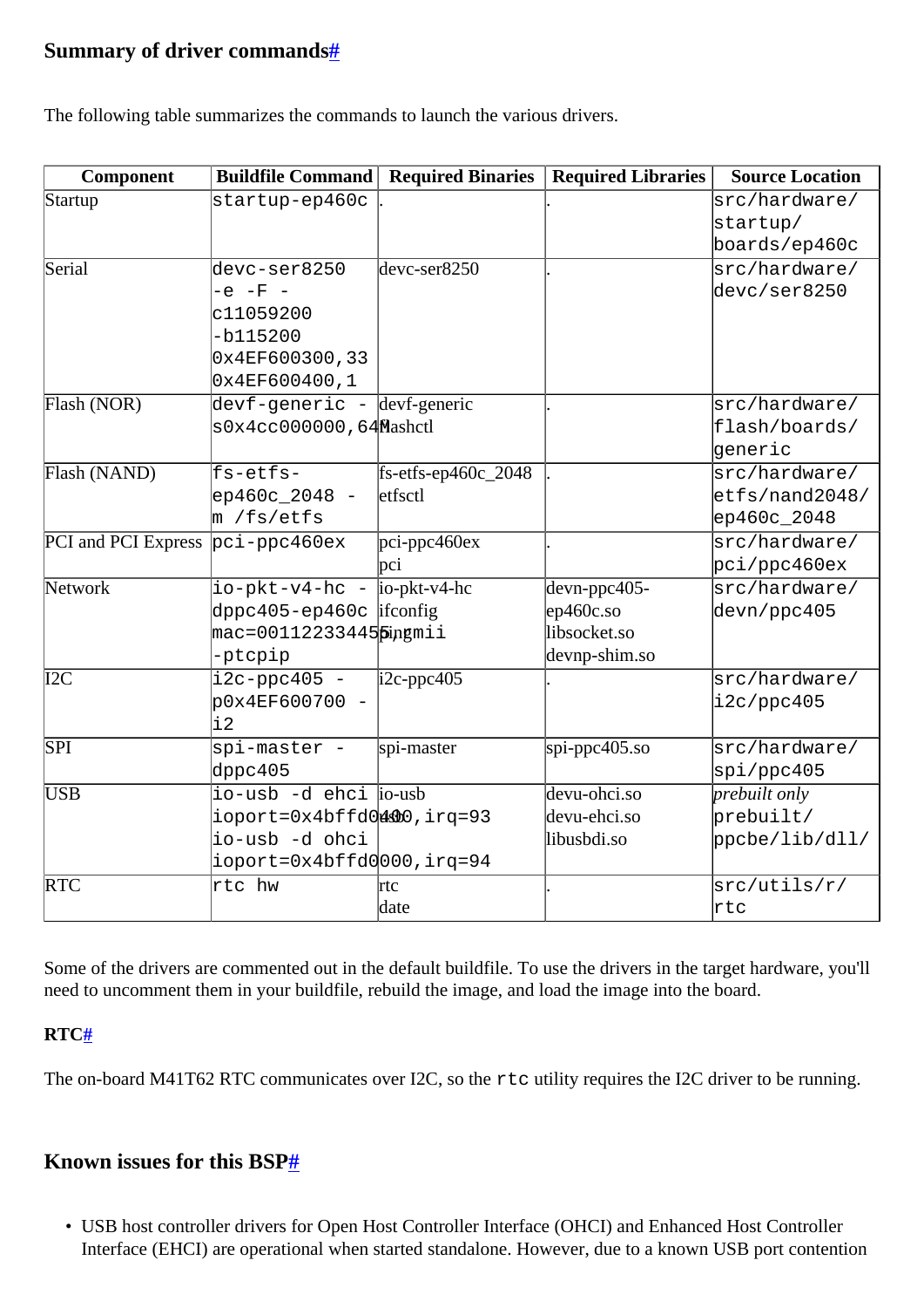## Summary of driver commands#

The following table summarizes the commands to launch the various drivers.

| Component | Buildfile Command | Required Binaries | Required Libraries | Source Location |
|---|---|---|---|---|
| Startup | startup-ep460c | . | . | src/hardware/startup/boards/ep460c |
| Serial | devc-ser8250 -e -F -c11059200 -b115200 0x4EF600300,33 0x4EF600400,1 | devc-ser8250 | . | src/hardware/devc/ser8250 |
| Flash (NOR) | devf-generic -s0x4cc000000,64M | devf-generic flashctl | . | src/hardware/flash/boards/generic |
| Flash (NAND) | fs-etfs-ep460c_2048 -m /fs/etfs | fs-etfs-ep460c_2048 etfsctl | . | src/hardware/etfs/nand2048/ep460c_2048 |
| PCI and PCI Express | pci-ppc460ex | pci-ppc460ex pci | . | src/hardware/pci/ppc460ex |
| Network | io-pkt-v4-hc -dppc405-ep460c mac=001122334455,rgmii -ptcpip | io-pkt-v4-hc ifconfig ping | devn-ppc405-ep460c.so libsocket.so devnp-shim.so | src/hardware/devn/ppc405 |
| I2C | i2c-ppc405 -p0x4EF600700 -i2 | i2c-ppc405 | . | src/hardware/i2c/ppc405 |
| SPI | spi-master -dppc405 | spi-master | spi-ppc405.so | src/hardware/spi/ppc405 |
| USB | io-usb -d ehci ioport=0x4bffd0400,irq=93 io-usb -d ohci ioport=0x4bffd0000,irq=94 | io-usb | devu-ohci.so devu-ehci.so libusbdi.so | *prebuilt only* prebuilt/ppcbe/lib/dll/ |
| RTC | rtc hw | rtc date | . | src/utils/r/rtc |

Some of the drivers are commented out in the default buildfile. To use the drivers in the target hardware, you'll need to uncomment them in your buildfile, rebuild the image, and load the image into the board.

### RTC#

The on-board M41T62 RTC communicates over I2C, so the `rtc` utility requires the I2C driver to be running.

## Known issues for this BSP#

- USB host controller drivers for Open Host Controller Interface (OHCI) and Enhanced Host Controller Interface (EHCI) are operational when started standalone. However, due to a known USB port contention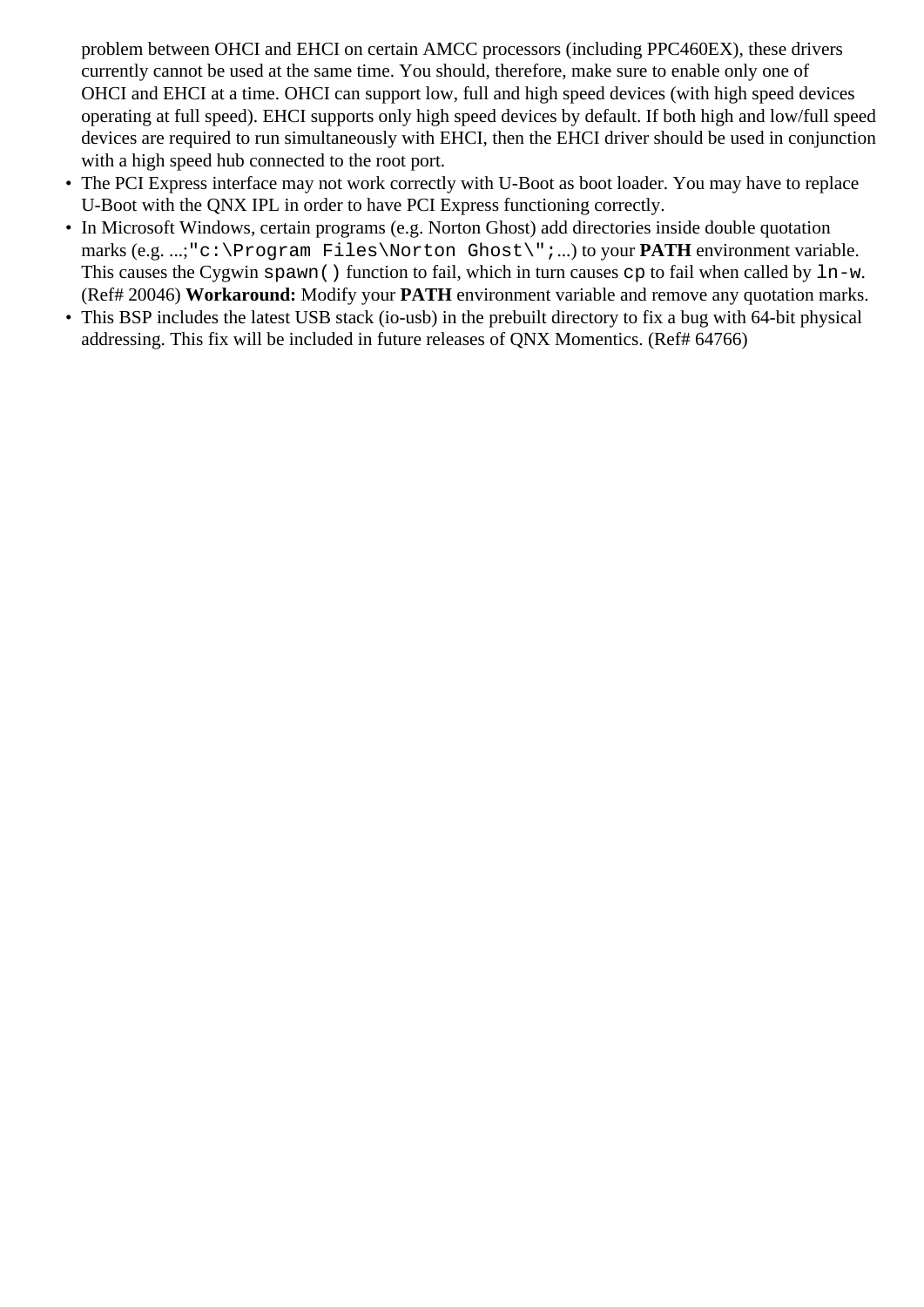problem between OHCI and EHCI on certain AMCC processors (including PPC460EX), these drivers currently cannot be used at the same time. You should, therefore, make sure to enable only one of OHCI and EHCI at a time. OHCI can support low, full and high speed devices (with high speed devices operating at full speed). EHCI supports only high speed devices by default. If both high and low/full speed devices are required to run simultaneously with EHCI, then the EHCI driver should be used in conjunction with a high speed hub connected to the root port.

- The PCI Express interface may not work correctly with U-Boot as boot loader. You may have to replace U-Boot with the QNX IPL in order to have PCI Express functioning correctly.
- In Microsoft Windows, certain programs (e.g. Norton Ghost) add directories inside double quotation marks (e.g. ...;`"c:\Program Files\Norton Ghost\";`...) to your **PATH** environment variable. This causes the Cygwin `spawn()` function to fail, which in turn causes `cp` to fail when called by `ln-w`. (Ref# 20046) **Workaround:** Modify your **PATH** environment variable and remove any quotation marks.
- This BSP includes the latest USB stack (io-usb) in the prebuilt directory to fix a bug with 64-bit physical addressing. This fix will be included in future releases of QNX Momentics. (Ref# 64766)